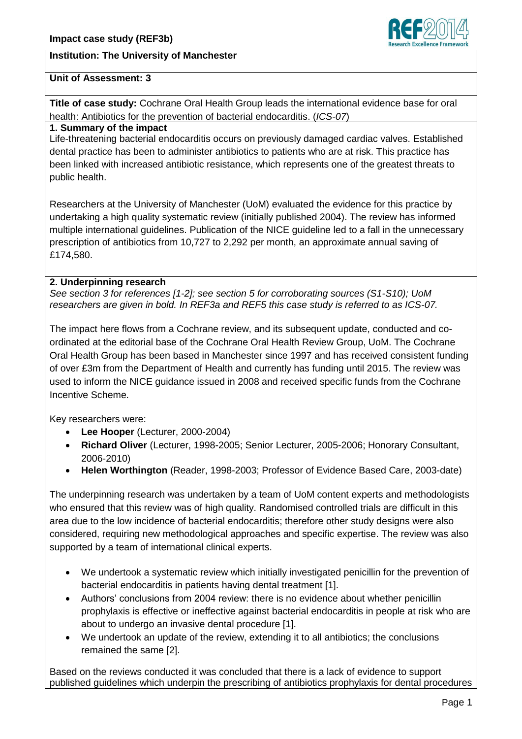**Impact case study (REF3b)**

**Institution: The University of Manchester**

**Unit of Assessment: 3**

**Title of case study:** Cochrane Oral Health Group leads the international evidence base for oral health: Antibiotics for the prevention of bacterial endocarditis. (*ICS-07*)

## 1. Summary of the impact

Life-threatening bacterial endocarditis occurs on previously damaged cardiac valves. Established dental practice has been to administer antibiotics to patients who are at risk. This practice has been linked with increased antibiotic resistance, which represents one of the greatest threats to public health.

Researchers at the University of Manchester (UoM) evaluated the evidence for this practice by undertaking a high quality systematic review (initially published 2004). The review has informed multiple international guidelines. Publication of the NICE guideline led to a fall in the unnecessary prescription of antibiotics from 10,727 to 2,292 per month, an approximate annual saving of £174,580.

## 2. Underpinning research

*See section 3 for references [1-2]; see section 5 for corroborating sources (S1-S10); UoM researchers are given in bold. In REF3a and REF5 this case study is referred to as ICS-07.*

The impact here flows from a Cochrane review, and its subsequent update, conducted and co-ordinated at the editorial base of the Cochrane Oral Health Review Group, UoM. The Cochrane Oral Health Group has been based in Manchester since 1997 and has received consistent funding of over £3m from the Department of Health and currently has funding until 2015. The review was used to inform the NICE guidance issued in 2008 and received specific funds from the Cochrane Incentive Scheme.

Key researchers were:

- **Lee Hooper** (Lecturer, 2000-2004)
- **Richard Oliver** (Lecturer, 1998-2005; Senior Lecturer, 2005-2006; Honorary Consultant, 2006-2010)
- **Helen Worthington** (Reader, 1998-2003; Professor of Evidence Based Care, 2003-date)

The underpinning research was undertaken by a team of UoM content experts and methodologists who ensured that this review was of high quality. Randomised controlled trials are difficult in this area due to the low incidence of bacterial endocarditis; therefore other study designs were also considered, requiring new methodological approaches and specific expertise. The review was also supported by a team of international clinical experts.

- We undertook a systematic review which initially investigated penicillin for the prevention of bacterial endocarditis in patients having dental treatment [1].
- Authors' conclusions from 2004 review: there is no evidence about whether penicillin prophylaxis is effective or ineffective against bacterial endocarditis in people at risk who are about to undergo an invasive dental procedure [1].
- We undertook an update of the review, extending it to all antibiotics; the conclusions remained the same [2].

Based on the reviews conducted it was concluded that there is a lack of evidence to support published guidelines which underpin the prescribing of antibiotics prophylaxis for dental procedures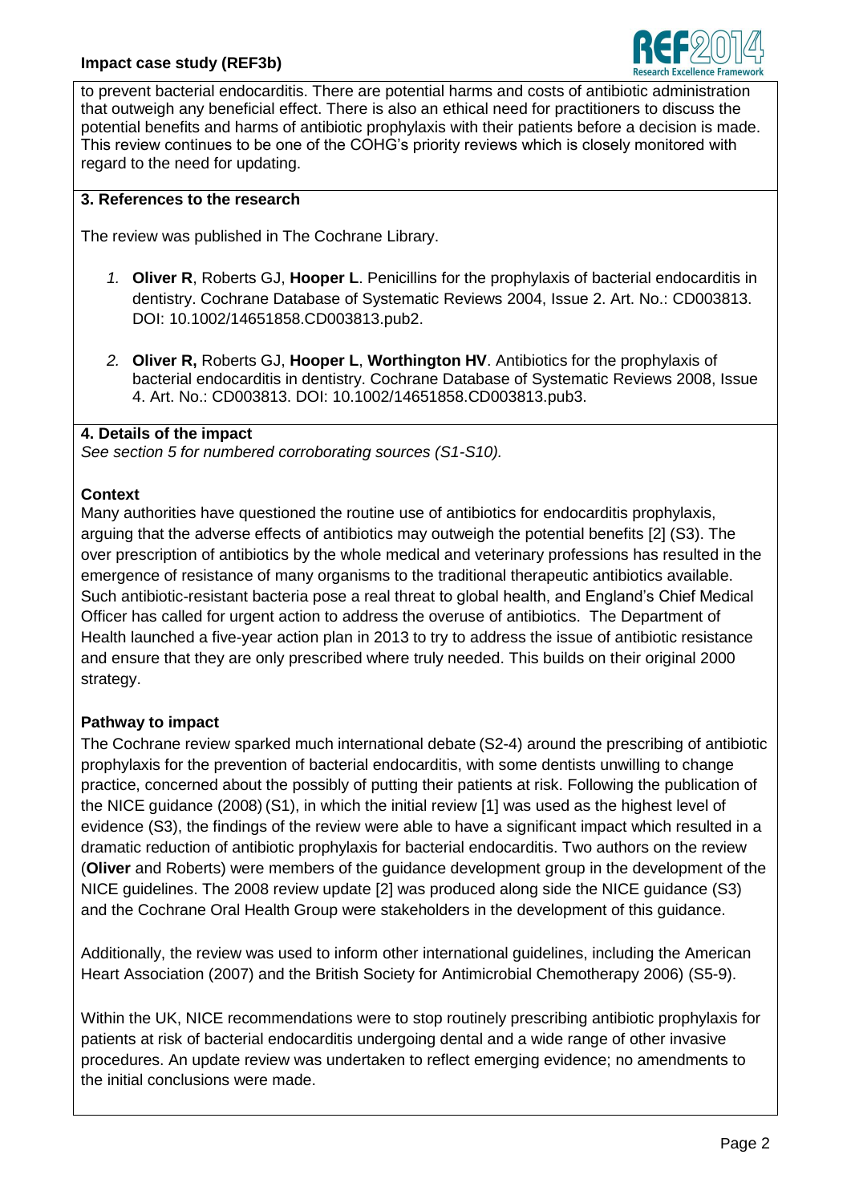to prevent bacterial endocarditis. There are potential harms and costs of antibiotic administration that outweigh any beneficial effect. There is also an ethical need for practitioners to discuss the potential benefits and harms of antibiotic prophylaxis with their patients before a decision is made. This review continues to be one of the COHG's priority reviews which is closely monitored with regard to the need for updating.

## 3. References to the research

The review was published in The Cochrane Library.

1. **Oliver R**, Roberts GJ, **Hooper L**. Penicillins for the prophylaxis of bacterial endocarditis in dentistry. Cochrane Database of Systematic Reviews 2004, Issue 2. Art. No.: CD003813. DOI: 10.1002/14651858.CD003813.pub2.
2. **Oliver R,** Roberts GJ, **Hooper L**, **Worthington HV**. Antibiotics for the prophylaxis of bacterial endocarditis in dentistry. Cochrane Database of Systematic Reviews 2008, Issue 4. Art. No.: CD003813. DOI: 10.1002/14651858.CD003813.pub3.

## 4. Details of the impact

*See section 5 for numbered corroborating sources (S1-S10).*

### Context

Many authorities have questioned the routine use of antibiotics for endocarditis prophylaxis, arguing that the adverse effects of antibiotics may outweigh the potential benefits [2] (S3). The over prescription of antibiotics by the whole medical and veterinary professions has resulted in the emergence of resistance of many organisms to the traditional therapeutic antibiotics available. Such antibiotic-resistant bacteria pose a real threat to global health, and England's Chief Medical Officer has called for urgent action to address the overuse of antibiotics. The Department of Health launched a five-year action plan in 2013 to try to address the issue of antibiotic resistance and ensure that they are only prescribed where truly needed. This builds on their original 2000 strategy.

### Pathway to impact

The Cochrane review sparked much international debate (S2-4) around the prescribing of antibiotic prophylaxis for the prevention of bacterial endocarditis, with some dentists unwilling to change practice, concerned about the possibly of putting their patients at risk. Following the publication of the NICE guidance (2008) (S1), in which the initial review [1] was used as the highest level of evidence (S3), the findings of the review were able to have a significant impact which resulted in a dramatic reduction of antibiotic prophylaxis for bacterial endocarditis. Two authors on the review (**Oliver** and Roberts) were members of the guidance development group in the development of the NICE guidelines. The 2008 review update [2] was produced along side the NICE guidance (S3) and the Cochrane Oral Health Group were stakeholders in the development of this guidance.

Additionally, the review was used to inform other international guidelines, including the American Heart Association (2007) and the British Society for Antimicrobial Chemotherapy 2006) (S5-9).

Within the UK, NICE recommendations were to stop routinely prescribing antibiotic prophylaxis for patients at risk of bacterial endocarditis undergoing dental and a wide range of other invasive procedures. An update review was undertaken to reflect emerging evidence; no amendments to the initial conclusions were made.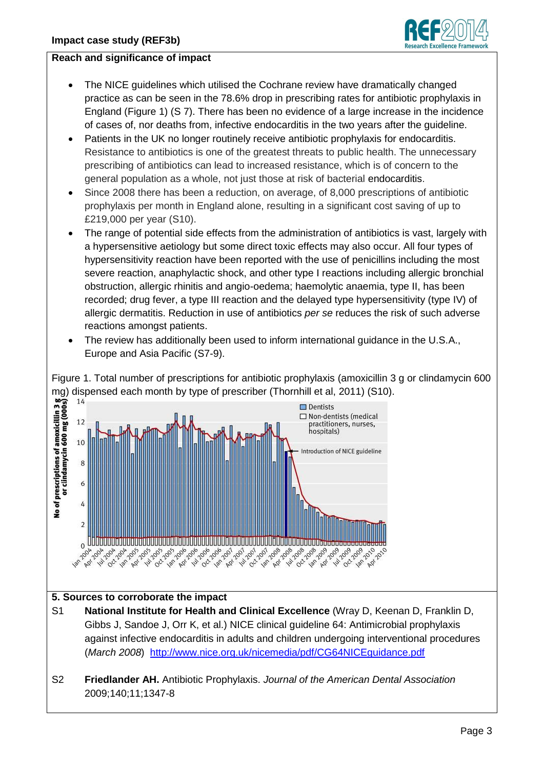## Reach and significance of impact

- The NICE guidelines which utilised the Cochrane review have dramatically changed practice as can be seen in the 78.6% drop in prescribing rates for antibiotic prophylaxis in England (Figure 1) (S 7). There has been no evidence of a large increase in the incidence of cases of, nor deaths from, infective endocarditis in the two years after the guideline.
- Patients in the UK no longer routinely receive antibiotic prophylaxis for endocarditis. Resistance to antibiotics is one of the greatest threats to public health. The unnecessary prescribing of antibiotics can lead to increased resistance, which is of concern to the general population as a whole, not just those at risk of bacterial endocarditis.
- Since 2008 there has been a reduction, on average, of 8,000 prescriptions of antibiotic prophylaxis per month in England alone, resulting in a significant cost saving of up to £219,000 per year (S10).
- The range of potential side effects from the administration of antibiotics is vast, largely with a hypersensitive aetiology but some direct toxic effects may also occur. All four types of hypersensitivity reaction have been reported with the use of penicillins including the most severe reaction, anaphylactic shock, and other type I reactions including allergic bronchial obstruction, allergic rhinitis and angio-oedema; haemolytic anaemia, type II, has been recorded; drug fever, a type III reaction and the delayed type hypersensitivity (type IV) of allergic dermatitis. Reduction in use of antibiotics *per se* reduces the risk of such adverse reactions amongst patients.
- The review has additionally been used to inform international guidance in the U.S.A., Europe and Asia Pacific (S7-9).

Figure 1. Total number of prescriptions for antibiotic prophylaxis (amoxicillin 3 g or clindamycin 600 mg) dispensed each month by type of prescriber (Thornhill et al, 2011) (S10).

## 5. Sources to corroborate the impact

S1 **National Institute for Health and Clinical Excellence** (Wray D, Keenan D, Franklin D, Gibbs J, Sandoe J, Orr K, et al.) NICE clinical guideline 64: Antimicrobial prophylaxis against infective endocarditis in adults and children undergoing interventional procedures (*March 2008*) http://www.nice.org.uk/nicemedia/pdf/CG64NICEguidance.pdf

S2 **Friedlander AH.** Antibiotic Prophylaxis. *Journal of the American Dental Association* 2009;140;11;1347-8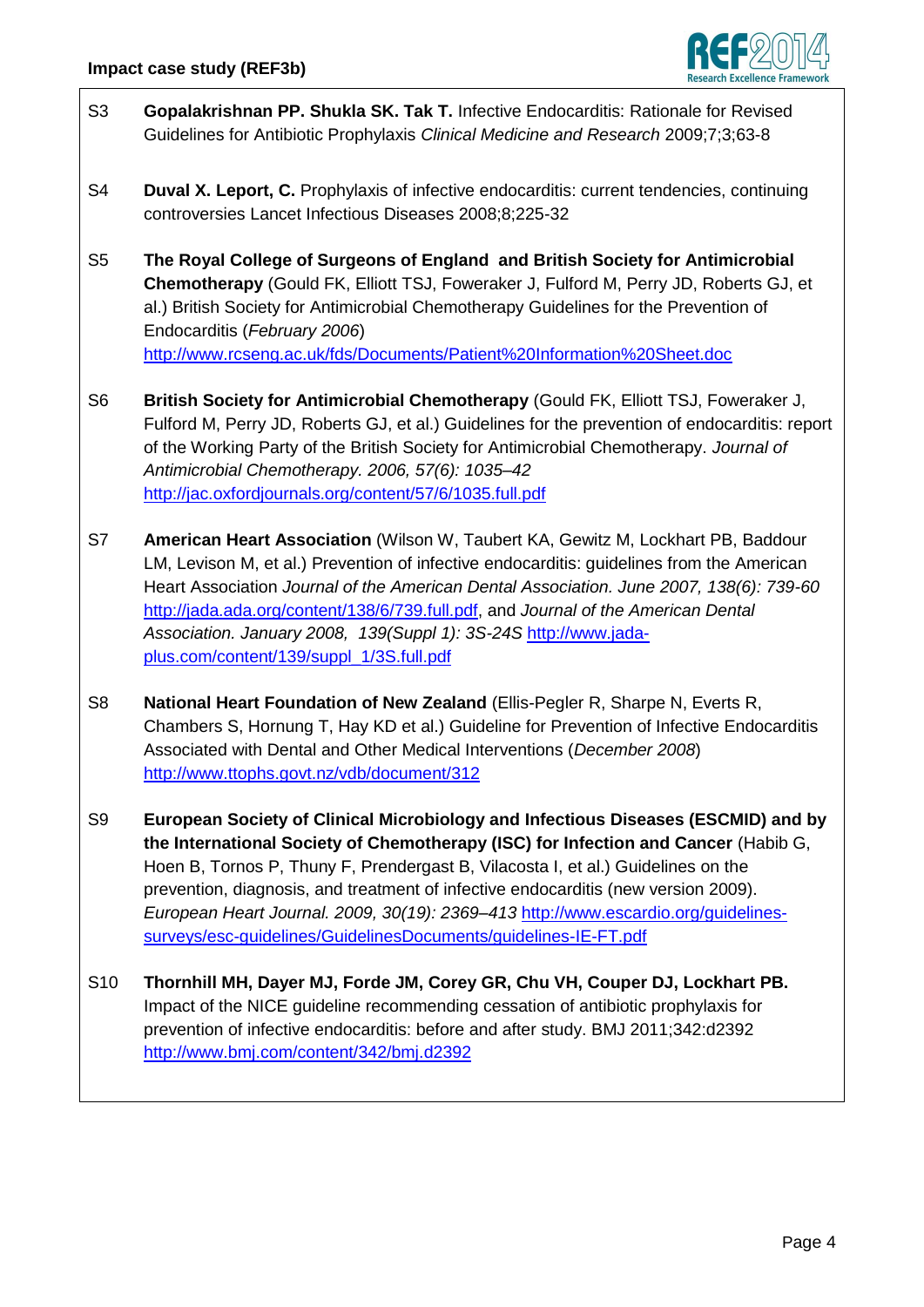S3 **Gopalakrishnan PP. Shukla SK. Tak T.** Infective Endocarditis: Rationale for Revised Guidelines for Antibiotic Prophylaxis *Clinical Medicine and Research* 2009;7;3;63-8

S4 **Duval X. Leport, C.** Prophylaxis of infective endocarditis: current tendencies, continuing controversies Lancet Infectious Diseases 2008;8;225-32

S5 **The Royal College of Surgeons of England and British Society for Antimicrobial Chemotherapy** (Gould FK, Elliott TSJ, Foweraker J, Fulford M, Perry JD, Roberts GJ, et al.) British Society for Antimicrobial Chemotherapy Guidelines for the Prevention of Endocarditis (*February 2006*) http://www.rcseng.ac.uk/fds/Documents/Patient%20Information%20Sheet.doc

S6 **British Society for Antimicrobial Chemotherapy** (Gould FK, Elliott TSJ, Foweraker J, Fulford M, Perry JD, Roberts GJ, et al.) Guidelines for the prevention of endocarditis: report of the Working Party of the British Society for Antimicrobial Chemotherapy. *Journal of Antimicrobial Chemotherapy. 2006, 57(6): 1035–42* http://jac.oxfordjournals.org/content/57/6/1035.full.pdf

S7 **American Heart Association** (Wilson W, Taubert KA, Gewitz M, Lockhart PB, Baddour LM, Levison M, et al.) Prevention of infective endocarditis: guidelines from the American Heart Association *Journal of the American Dental Association. June 2007, 138(6): 739-60* http://jada.ada.org/content/138/6/739.full.pdf, and *Journal of the American Dental Association. January 2008, 139(Suppl 1): 3S-24S* http://www.jada-plus.com/content/139/suppl_1/3S.full.pdf

S8 **National Heart Foundation of New Zealand** (Ellis-Pegler R, Sharpe N, Everts R, Chambers S, Hornung T, Hay KD et al.) Guideline for Prevention of Infective Endocarditis Associated with Dental and Other Medical Interventions (*December 2008*) http://www.ttophs.govt.nz/vdb/document/312

S9 **European Society of Clinical Microbiology and Infectious Diseases (ESCMID) and by the International Society of Chemotherapy (ISC) for Infection and Cancer** (Habib G, Hoen B, Tornos P, Thuny F, Prendergast B, Vilacosta I, et al.) Guidelines on the prevention, diagnosis, and treatment of infective endocarditis (new version 2009). *European Heart Journal. 2009, 30(19): 2369–413* http://www.escardio.org/guidelines-surveys/esc-guidelines/GuidelinesDocuments/guidelines-IE-FT.pdf

S10 **Thornhill MH, Dayer MJ, Forde JM, Corey GR, Chu VH, Couper DJ, Lockhart PB.** Impact of the NICE guideline recommending cessation of antibiotic prophylaxis for prevention of infective endocarditis: before and after study. BMJ 2011;342:d2392 http://www.bmj.com/content/342/bmj.d2392